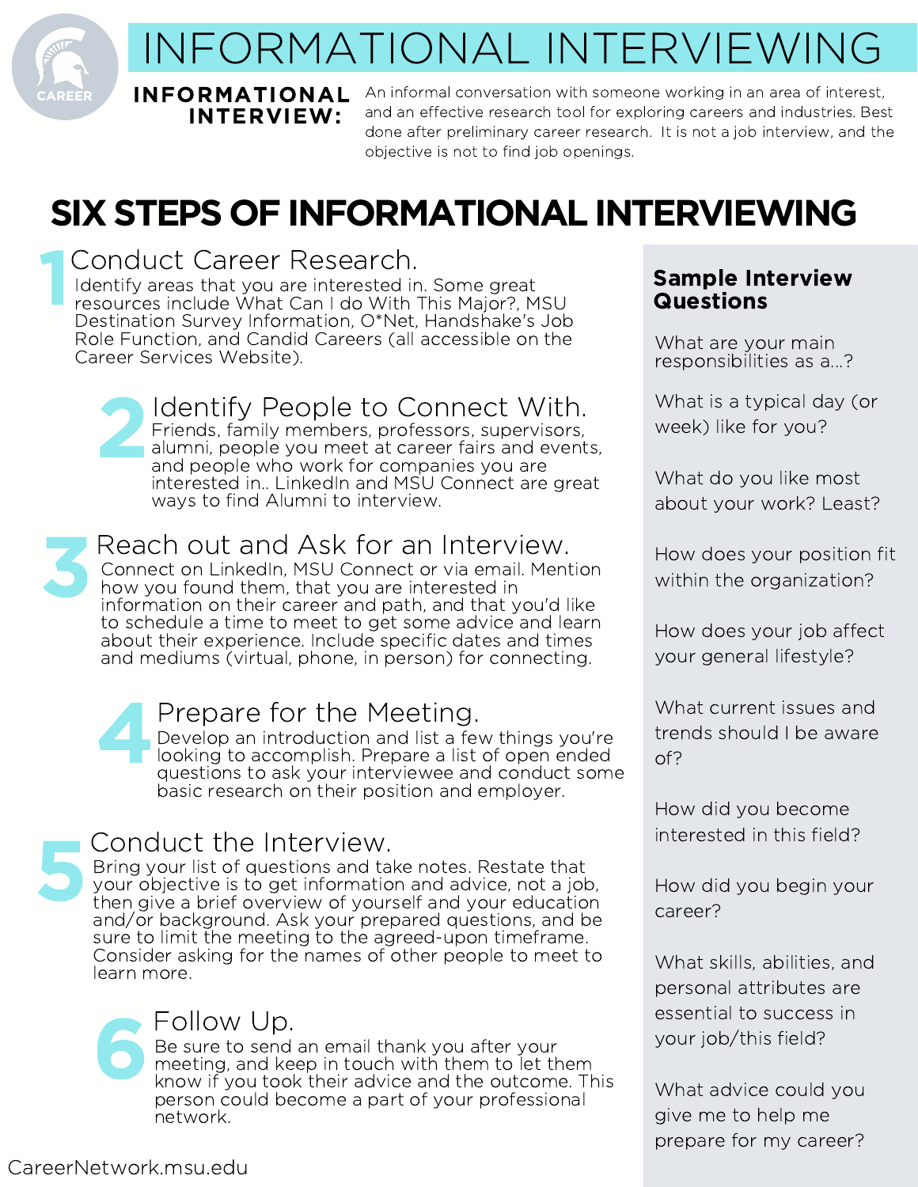# INFORMATIONAL INTERVIEWING

**INFORMATIONAL INTERVIEW:** An informal conversation with someone working in an area of interest, and an effective research tool for exploring careers and industries. Best done after preliminary career research. It is not a job interview, and the objective is not to find job openings.

## SIX STEPS OF INFORMATIONAL INTERVIEWING

### 1 Conduct Career Research.

Identify areas that you are interested in. Some great resources include What Can I do With This Major?, MSU Destination Survey Information, O*Net, Handshake's Job Role Function, and Candid Careers (all accessible on the Career Services Website).

### 2 Identify People to Connect With.

Friends, family members, professors, supervisors, alumni, people you meet at career fairs and events, and people who work for companies you are interested in.. LinkedIn and MSU Connect are great ways to find Alumni to interview.

### 3 Reach out and Ask for an Interview.

Connect on LinkedIn, MSU Connect or via email. Mention how you found them, that you are interested in information on their career and path, and that you'd like to schedule a time to meet to get some advice and learn about their experience. Include specific dates and times and mediums (virtual, phone, in person) for connecting.

### 4 Prepare for the Meeting.

Develop an introduction and list a few things you're looking to accomplish. Prepare a list of open ended questions to ask your interviewee and conduct some basic research on their position and employer.

### 5 Conduct the Interview.

Bring your list of questions and take notes. Restate that your objective is to get information and advice, not a job, then give a brief overview of yourself and your education and/or background. Ask your prepared questions, and be sure to limit the meeting to the agreed-upon timeframe. Consider asking for the names of other people to meet to learn more.

### 6 Follow Up.

Be sure to send an email thank you after your meeting, and keep in touch with them to let them know if you took their advice and the outcome. This person could become a part of your professional network.

### Sample Interview Questions

- What are your main responsibilities as a...?
- What is a typical day (or week) like for you?
- What do you like most about your work? Least?
- How does your position fit within the organization?
- How does your job affect your general lifestyle?
- What current issues and trends should I be aware of?
- How did you become interested in this field?
- How did you begin your career?
- What skills, abilities, and personal attributes are essential to success in your job/this field?
- What advice could you give me to help me prepare for my career?

CareerNetwork.msu.edu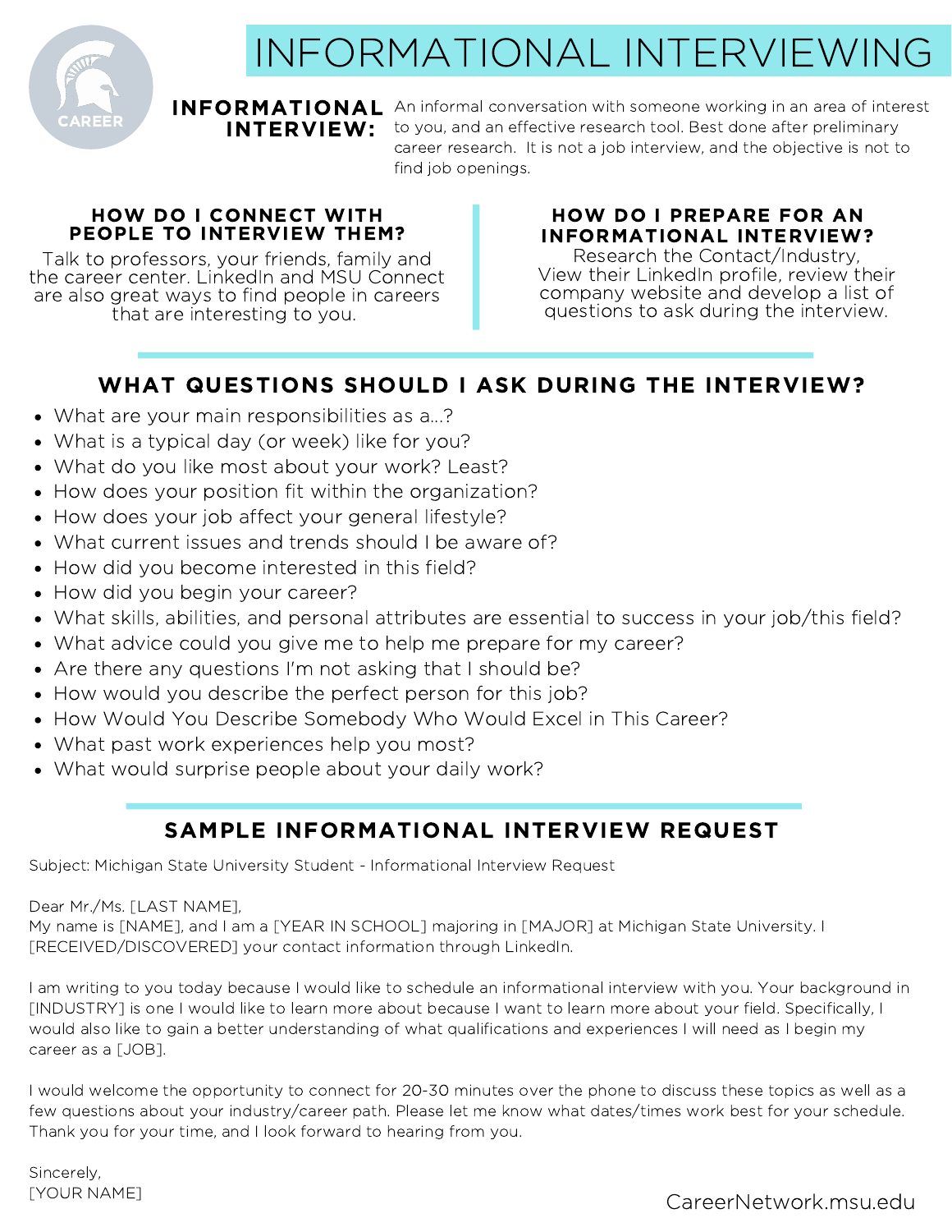# INFORMATIONAL INTERVIEWING

**INFORMATIONAL INTERVIEW:** An informal conversation with someone working in an area of interest to you, and an effective research tool. Best done after preliminary career research. It is not a job interview, and the objective is not to find job openings.

### HOW DO I CONNECT WITH PEOPLE TO INTERVIEW THEM?

Talk to professors, your friends, family and the career center. LinkedIn and MSU Connect are also great ways to find people in careers that are interesting to you.

### HOW DO I PREPARE FOR AN INFORMATIONAL INTERVIEW?

Research the Contact/Industry, View their LinkedIn profile, review their company website and develop a list of questions to ask during the interview.

## WHAT QUESTIONS SHOULD I ASK DURING THE INTERVIEW?

- What are your main responsibilities as a...?
- What is a typical day (or week) like for you?
- What do you like most about your work? Least?
- How does your position fit within the organization?
- How does your job affect your general lifestyle?
- What current issues and trends should I be aware of?
- How did you become interested in this field?
- How did you begin your career?
- What skills, abilities, and personal attributes are essential to success in your job/this field?
- What advice could you give me to help me prepare for my career?
- Are there any questions I'm not asking that I should be?
- How would you describe the perfect person for this job?
- How Would You Describe Somebody Who Would Excel in This Career?
- What past work experiences help you most?
- What would surprise people about your daily work?

## SAMPLE INFORMATIONAL INTERVIEW REQUEST

Subject: Michigan State University Student - Informational Interview Request

Dear Mr./Ms. [LAST NAME],
My name is [NAME], and I am a [YEAR IN SCHOOL] majoring in [MAJOR] at Michigan State University. I [RECEIVED/DISCOVERED] your contact information through LinkedIn.

I am writing to you today because I would like to schedule an informational interview with you. Your background in [INDUSTRY] is one I would like to learn more about because I want to learn more about your field. Specifically, I would also like to gain a better understanding of what qualifications and experiences I will need as I begin my career as a [JOB].

I would welcome the opportunity to connect for 20-30 minutes over the phone to discuss these topics as well as a few questions about your industry/career path. Please let me know what dates/times work best for your schedule. Thank you for your time, and I look forward to hearing from you.

Sincerely,
[YOUR NAME]

CareerNetwork.msu.edu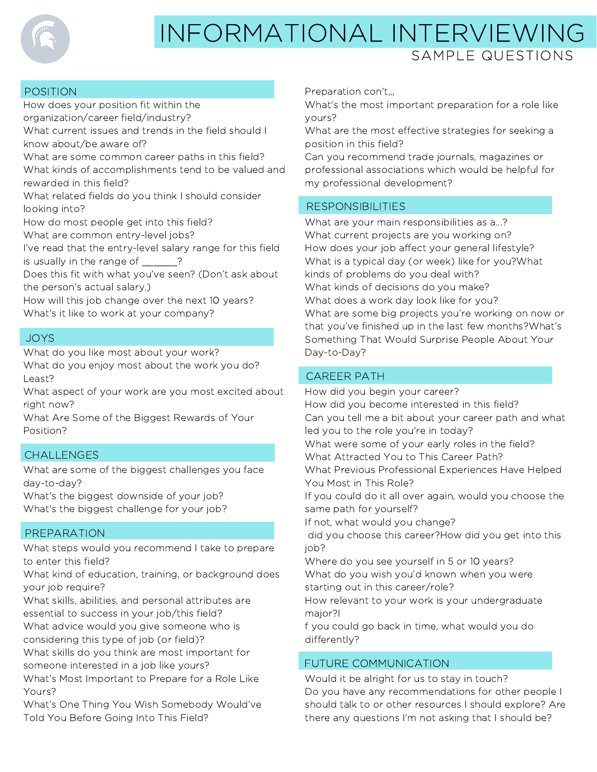# INFORMATIONAL INTERVIEWING

## SAMPLE QUESTIONS

### POSITION

How does your position fit within the organization/career field/industry?
What current issues and trends in the field should I know about/be aware of?
What are some common career paths in this field?
What kinds of accomplishments tend to be valued and rewarded in this field?
What related fields do you think I should consider looking into?
How do most people get into this field?
What are common entry-level jobs?
I've read that the entry-level salary range for this field is usually in the range of _______?
Does this fit with what you've seen? (Don't ask about the person's actual salary.)
How will this job change over the next 10 years?
What's it like to work at your company?

### JOYS

What do you like most about your work?
What do you enjoy most about the work you do? Least?
What aspect of your work are you most excited about right now?
What Are Some of the Biggest Rewards of Your Position?

### CHALLENGES

What are some of the biggest challenges you face day-to-day?
What's the biggest downside of your job?
What's the biggest challenge for your job?

### PREPARATION

What steps would you recommend I take to prepare to enter this field?
What kind of education, training, or background does your job require?
What skills, abilities, and personal attributes are essential to success in your job/this field?
What advice would you give someone who is considering this type of job (or field)?
What skills do you think are most important for someone interested in a job like yours?
What's Most Important to Prepare for a Role Like Yours?
What's One Thing You Wish Somebody Would've Told You Before Going Into This Field?

Preparation con't,,,
What's the most important preparation for a role like yours?
What are the most effective strategies for seeking a position in this field?
Can you recommend trade journals, magazines or professional associations which would be helpful for my professional development?

### RESPONSIBILITIES

What are your main responsibilities as a...?
What current projects are you working on?
How does your job affect your general lifestyle?
What is a typical day (or week) like for you?What kinds of problems do you deal with?
What kinds of decisions do you make?
What does a work day look like for you?
What are some big projects you're working on now or that you've finished up in the last few months?What's Something That Would Surprise People About Your Day-to-Day?

### CAREER PATH

How did you begin your career?
How did you become interested in this field?
Can you tell me a bit about your career path and what led you to the role you're in today?
What were some of your early roles in the field?
What Attracted You to This Career Path?
What Previous Professional Experiences Have Helped You Most in This Role?
If you could do it all over again, would you choose the same path for yourself?
If not, what would you change?
did you choose this career?How did you get into this job?
Where do you see yourself in 5 or 10 years?
What do you wish you'd known when you were starting out in this career/role?
How relevant to your work is your undergraduate major?I
f you could go back in time, what would you do differently?

### FUTURE COMMUNICATION

Would it be alright for us to stay in touch?
Do you have any recommendations for other people I should talk to or other resources I should explore? Are there any questions I'm not asking that I should be?